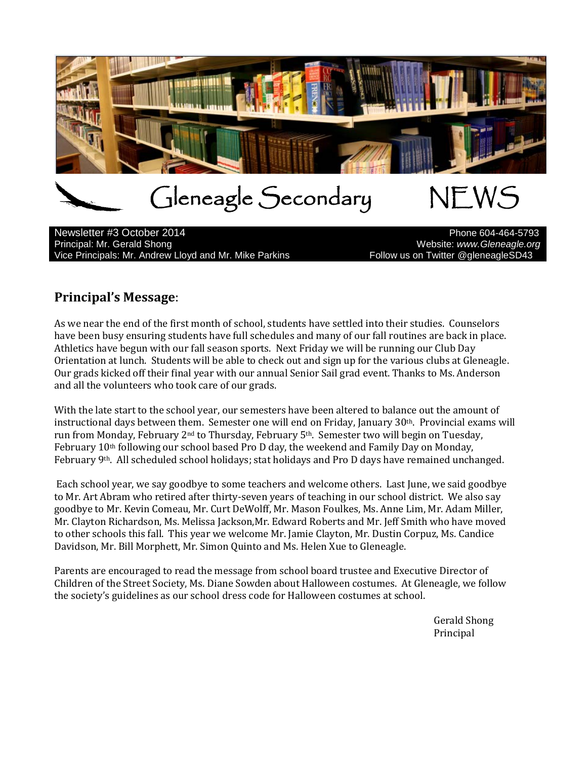# Gleneagle Secondary NEWS

Newsletter #3 October 2014
Principal: Mr. Gerald Shong
Vice Principals: Mr. Andrew Lloyd and Mr. Mike Parkins

Phone 604-464-5793
Website: *www.Gleneagle.org*
Follow us on Twitter @gleneagleSD43

## Principal's Message:

As we near the end of the first month of school, students have settled into their studies. Counselors have been busy ensuring students have full schedules and many of our fall routines are back in place. Athletics have begun with our fall season sports. Next Friday we will be running our Club Day Orientation at lunch. Students will be able to check out and sign up for the various clubs at Gleneagle. Our grads kicked off their final year with our annual Senior Sail grad event. Thanks to Ms. Anderson and all the volunteers who took care of our grads.

With the late start to the school year, our semesters have been altered to balance out the amount of instructional days between them. Semester one will end on Friday, January 30th. Provincial exams will run from Monday, February 2nd to Thursday, February 5th. Semester two will begin on Tuesday, February 10th following our school based Pro D day, the weekend and Family Day on Monday, February 9th. All scheduled school holidays; stat holidays and Pro D days have remained unchanged.

Each school year, we say goodbye to some teachers and welcome others. Last June, we said goodbye to Mr. Art Abram who retired after thirty-seven years of teaching in our school district. We also say goodbye to Mr. Kevin Comeau, Mr. Curt DeWolff, Mr. Mason Foulkes, Ms. Anne Lim, Mr. Adam Miller, Mr. Clayton Richardson, Ms. Melissa Jackson,Mr. Edward Roberts and Mr. Jeff Smith who have moved to other schools this fall. This year we welcome Mr. Jamie Clayton, Mr. Dustin Corpuz, Ms. Candice Davidson, Mr. Bill Morphett, Mr. Simon Quinto and Ms. Helen Xue to Gleneagle.

Parents are encouraged to read the message from school board trustee and Executive Director of Children of the Street Society, Ms. Diane Sowden about Halloween costumes. At Gleneagle, we follow the society's guidelines as our school dress code for Halloween costumes at school.

Gerald Shong
Principal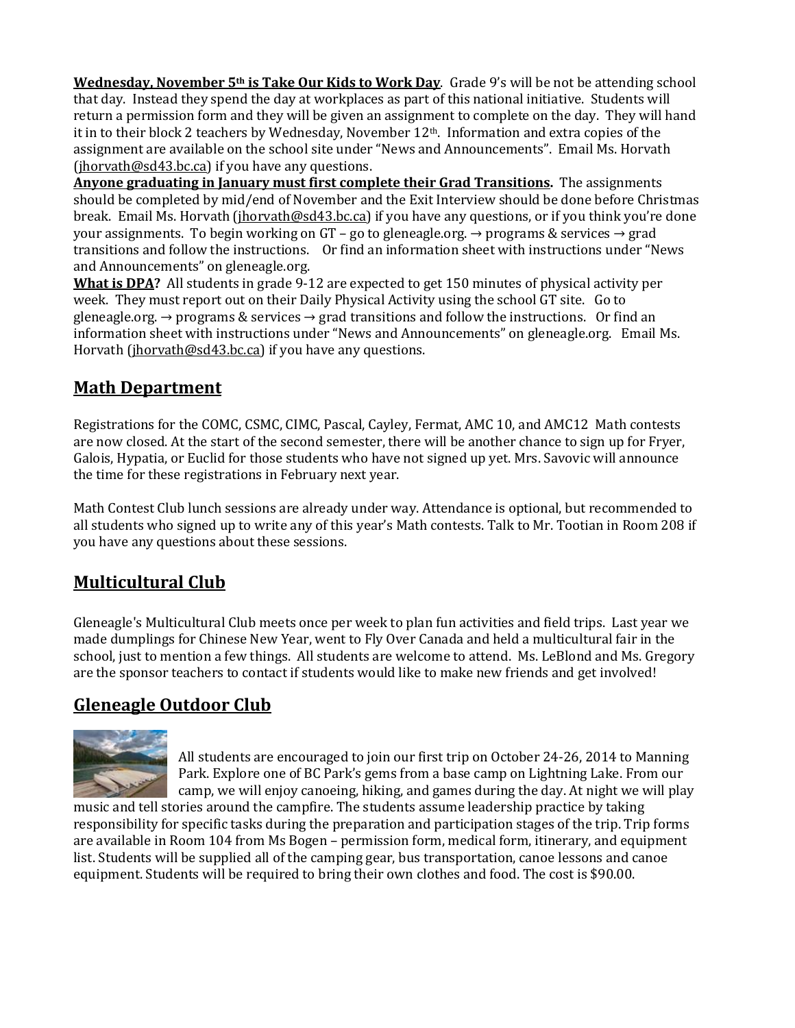**Wednesday, November 5th is Take Our Kids to Work Day**. Grade 9's will be not be attending school that day. Instead they spend the day at workplaces as part of this national initiative. Students will return a permission form and they will be given an assignment to complete on the day. They will hand it in to their block 2 teachers by Wednesday, November 12th. Information and extra copies of the assignment are available on the school site under "News and Announcements". Email Ms. Horvath (jhorvath@sd43.bc.ca) if you have any questions.

**Anyone graduating in January must first complete their Grad Transitions.** The assignments should be completed by mid/end of November and the Exit Interview should be done before Christmas break. Email Ms. Horvath (jhorvath@sd43.bc.ca) if you have any questions, or if you think you're done your assignments. To begin working on GT – go to gleneagle.org. → programs & services → grad transitions and follow the instructions. Or find an information sheet with instructions under "News and Announcements" on gleneagle.org.

**What is DPA?** All students in grade 9-12 are expected to get 150 minutes of physical activity per week. They must report out on their Daily Physical Activity using the school GT site. Go to gleneagle.org. → programs & services → grad transitions and follow the instructions. Or find an information sheet with instructions under "News and Announcements" on gleneagle.org. Email Ms. Horvath (jhorvath@sd43.bc.ca) if you have any questions.

## Math Department

Registrations for the COMC, CSMC, CIMC, Pascal, Cayley, Fermat, AMC 10, and AMC12 Math contests are now closed. At the start of the second semester, there will be another chance to sign up for Fryer, Galois, Hypatia, or Euclid for those students who have not signed up yet. Mrs. Savovic will announce the time for these registrations in February next year.

Math Contest Club lunch sessions are already under way. Attendance is optional, but recommended to all students who signed up to write any of this year's Math contests. Talk to Mr. Tootian in Room 208 if you have any questions about these sessions.

## Multicultural Club

Gleneagle's Multicultural Club meets once per week to plan fun activities and field trips. Last year we made dumplings for Chinese New Year, went to Fly Over Canada and held a multicultural fair in the school, just to mention a few things. All students are welcome to attend. Ms. LeBlond and Ms. Gregory are the sponsor teachers to contact if students would like to make new friends and get involved!

## Gleneagle Outdoor Club

All students are encouraged to join our first trip on October 24-26, 2014 to Manning Park. Explore one of BC Park's gems from a base camp on Lightning Lake. From our camp, we will enjoy canoeing, hiking, and games during the day. At night we will play music and tell stories around the campfire. The students assume leadership practice by taking responsibility for specific tasks during the preparation and participation stages of the trip. Trip forms are available in Room 104 from Ms Bogen – permission form, medical form, itinerary, and equipment list. Students will be supplied all of the camping gear, bus transportation, canoe lessons and canoe equipment. Students will be required to bring their own clothes and food. The cost is $90.00.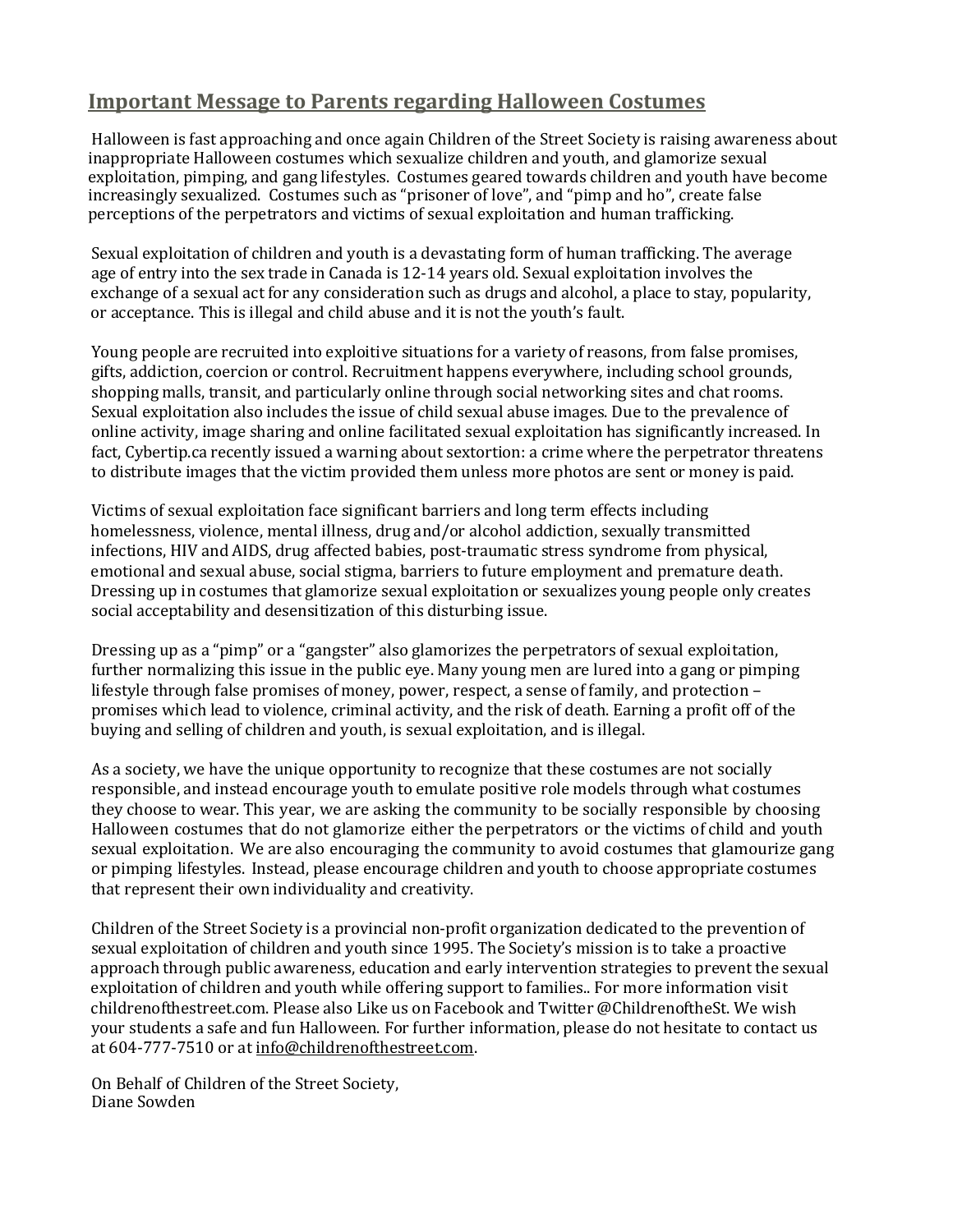## Important Message to Parents regarding Halloween Costumes

Halloween is fast approaching and once again Children of the Street Society is raising awareness about inappropriate Halloween costumes which sexualize children and youth, and glamorize sexual exploitation, pimping, and gang lifestyles. Costumes geared towards children and youth have become increasingly sexualized. Costumes such as "prisoner of love", and "pimp and ho", create false perceptions of the perpetrators and victims of sexual exploitation and human trafficking.

Sexual exploitation of children and youth is a devastating form of human trafficking. The average age of entry into the sex trade in Canada is 12-14 years old. Sexual exploitation involves the exchange of a sexual act for any consideration such as drugs and alcohol, a place to stay, popularity, or acceptance. This is illegal and child abuse and it is not the youth's fault.

Young people are recruited into exploitive situations for a variety of reasons, from false promises, gifts, addiction, coercion or control. Recruitment happens everywhere, including school grounds, shopping malls, transit, and particularly online through social networking sites and chat rooms. Sexual exploitation also includes the issue of child sexual abuse images. Due to the prevalence of online activity, image sharing and online facilitated sexual exploitation has significantly increased. In fact, Cybertip.ca recently issued a warning about sextortion: a crime where the perpetrator threatens to distribute images that the victim provided them unless more photos are sent or money is paid.

Victims of sexual exploitation face significant barriers and long term effects including homelessness, violence, mental illness, drug and/or alcohol addiction, sexually transmitted infections, HIV and AIDS, drug affected babies, post-traumatic stress syndrome from physical, emotional and sexual abuse, social stigma, barriers to future employment and premature death. Dressing up in costumes that glamorize sexual exploitation or sexualizes young people only creates social acceptability and desensitization of this disturbing issue.

Dressing up as a "pimp" or a "gangster" also glamorizes the perpetrators of sexual exploitation, further normalizing this issue in the public eye. Many young men are lured into a gang or pimping lifestyle through false promises of money, power, respect, a sense of family, and protection – promises which lead to violence, criminal activity, and the risk of death. Earning a profit off of the buying and selling of children and youth, is sexual exploitation, and is illegal.

As a society, we have the unique opportunity to recognize that these costumes are not socially responsible, and instead encourage youth to emulate positive role models through what costumes they choose to wear. This year, we are asking the community to be socially responsible by choosing Halloween costumes that do not glamorize either the perpetrators or the victims of child and youth sexual exploitation. We are also encouraging the community to avoid costumes that glamourize gang or pimping lifestyles. Instead, please encourage children and youth to choose appropriate costumes that represent their own individuality and creativity.

Children of the Street Society is a provincial non-profit organization dedicated to the prevention of sexual exploitation of children and youth since 1995. The Society's mission is to take a proactive approach through public awareness, education and early intervention strategies to prevent the sexual exploitation of children and youth while offering support to families.. For more information visit childrenofthestreet.com. Please also Like us on Facebook and Twitter @ChildrenoftheSt. We wish your students a safe and fun Halloween. For further information, please do not hesitate to contact us at 604-777-7510 or at info@childrenofthestreet.com.

On Behalf of Children of the Street Society,
Diane Sowden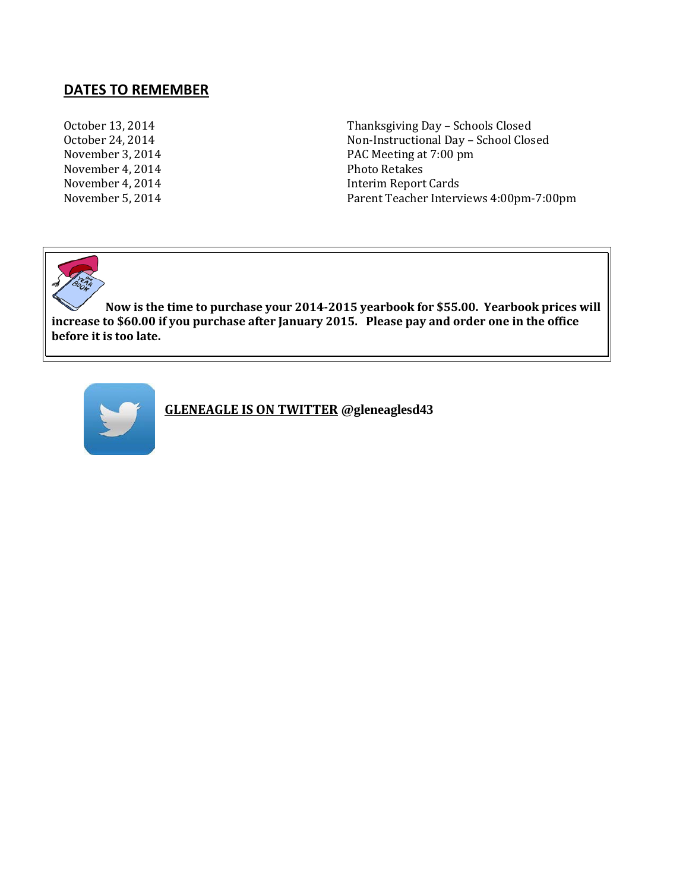## DATES TO REMEMBER

| | |
|---|---|
| October 13, 2014 | Thanksgiving Day – Schools Closed |
| October 24, 2014 | Non-Instructional Day – School Closed |
| November 3, 2014 | PAC Meeting at 7:00 pm |
| November 4, 2014 | Photo Retakes |
| November 4, 2014 | Interim Report Cards |
| November 5, 2014 | Parent Teacher Interviews 4:00pm-7:00pm |

**Now is the time to purchase your 2014-2015 yearbook for $55.00. Yearbook prices will increase to $60.00 if you purchase after January 2015. Please pay and order one in the office before it is too late.**

**GLENEAGLE IS ON TWITTER @gleneaglesd43**